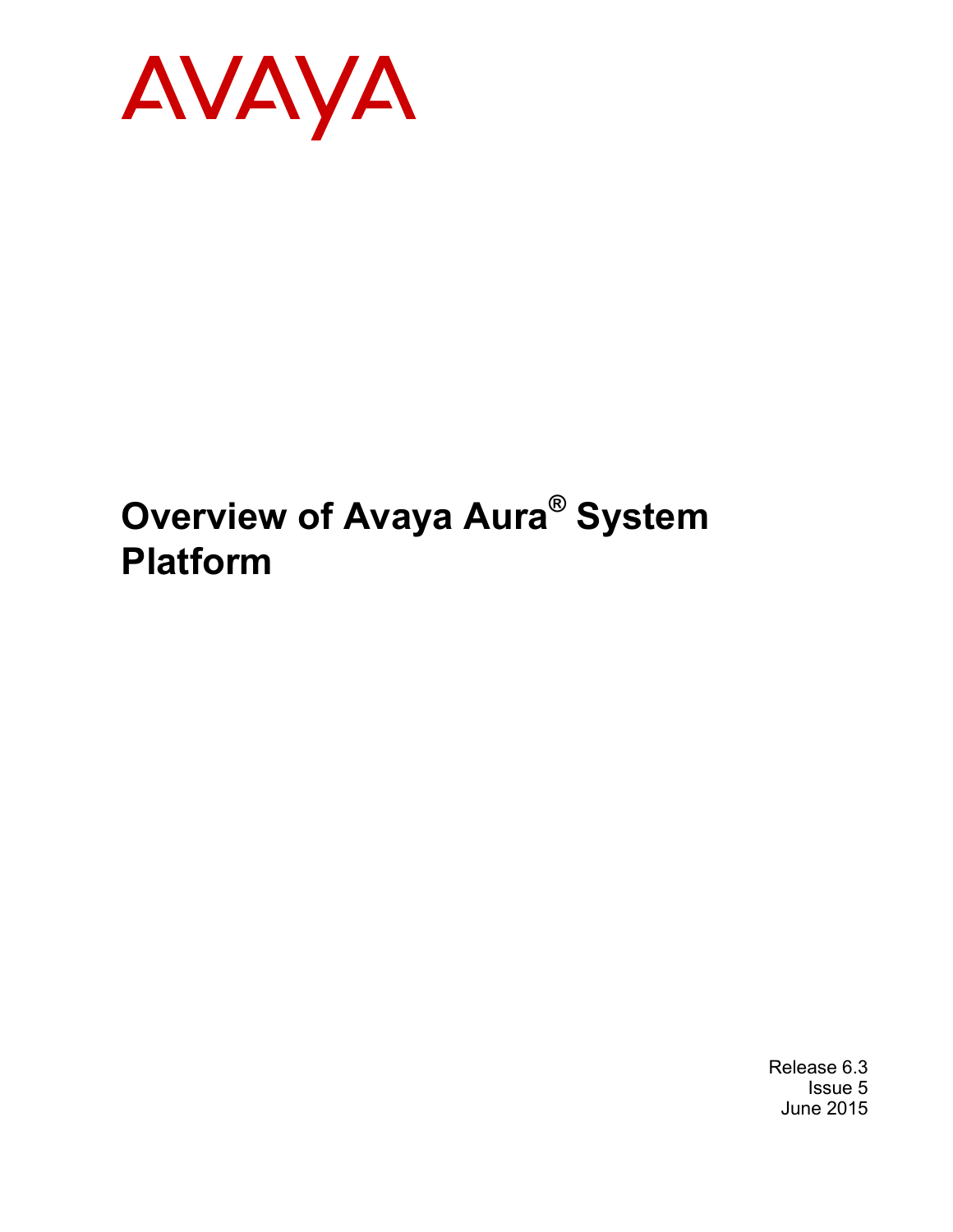AVAYA

# Overview of Avaya Aura® System Platform

Release 6.3
Issue 5
June 2015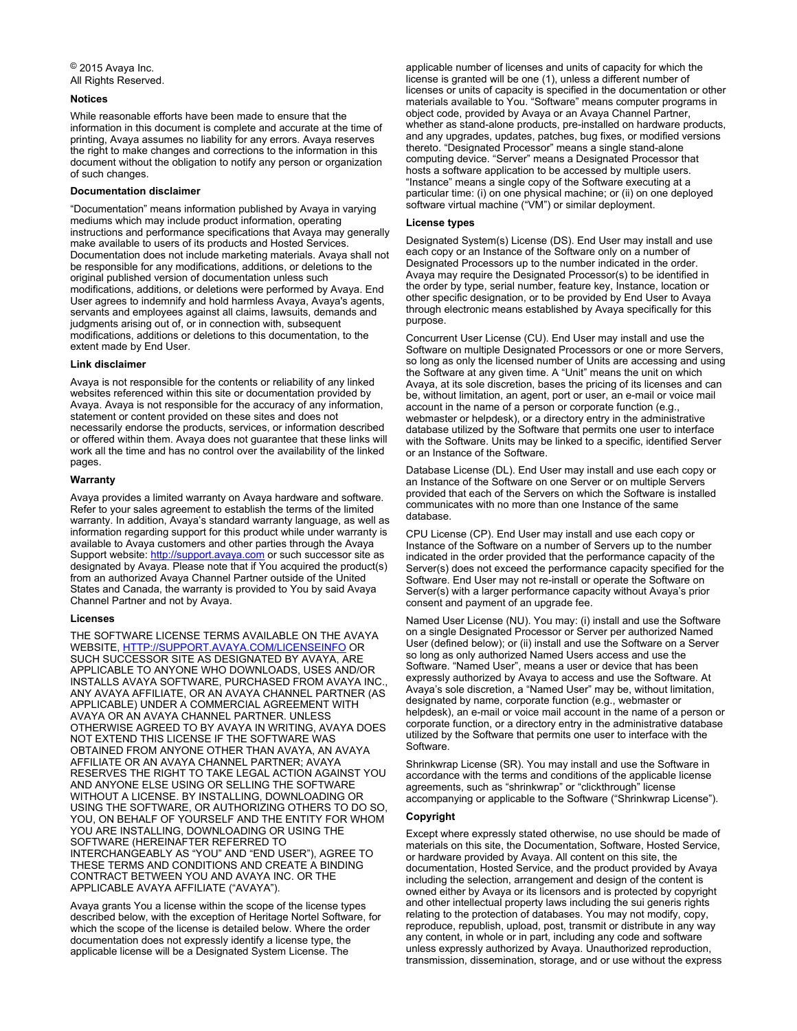© 2015 Avaya Inc.
All Rights Reserved.

### Notices

While reasonable efforts have been made to ensure that the information in this document is complete and accurate at the time of printing, Avaya assumes no liability for any errors. Avaya reserves the right to make changes and corrections to the information in this document without the obligation to notify any person or organization of such changes.

### Documentation disclaimer

“Documentation” means information published by Avaya in varying mediums which may include product information, operating instructions and performance specifications that Avaya may generally make available to users of its products and Hosted Services. Documentation does not include marketing materials. Avaya shall not be responsible for any modifications, additions, or deletions to the original published version of documentation unless such modifications, additions, or deletions were performed by Avaya. End User agrees to indemnify and hold harmless Avaya, Avaya's agents, servants and employees against all claims, lawsuits, demands and judgments arising out of, or in connection with, subsequent modifications, additions or deletions to this documentation, to the extent made by End User.

### Link disclaimer

Avaya is not responsible for the contents or reliability of any linked websites referenced within this site or documentation provided by Avaya. Avaya is not responsible for the accuracy of any information, statement or content provided on these sites and does not necessarily endorse the products, services, or information described or offered within them. Avaya does not guarantee that these links will work all the time and has no control over the availability of the linked pages.

### Warranty

Avaya provides a limited warranty on Avaya hardware and software. Refer to your sales agreement to establish the terms of the limited warranty. In addition, Avaya’s standard warranty language, as well as information regarding support for this product while under warranty is available to Avaya customers and other parties through the Avaya Support website: http://support.avaya.com or such successor site as designated by Avaya. Please note that if You acquired the product(s) from an authorized Avaya Channel Partner outside of the United States and Canada, the warranty is provided to You by said Avaya Channel Partner and not by Avaya.

### Licenses

THE SOFTWARE LICENSE TERMS AVAILABLE ON THE AVAYA WEBSITE, HTTP://SUPPORT.AVAYA.COM/LICENSEINFO OR SUCH SUCCESSOR SITE AS DESIGNATED BY AVAYA, ARE APPLICABLE TO ANYONE WHO DOWNLOADS, USES AND/OR INSTALLS AVAYA SOFTWARE, PURCHASED FROM AVAYA INC., ANY AVAYA AFFILIATE, OR AN AVAYA CHANNEL PARTNER (AS APPLICABLE) UNDER A COMMERCIAL AGREEMENT WITH AVAYA OR AN AVAYA CHANNEL PARTNER. UNLESS OTHERWISE AGREED TO BY AVAYA IN WRITING, AVAYA DOES NOT EXTEND THIS LICENSE IF THE SOFTWARE WAS OBTAINED FROM ANYONE OTHER THAN AVAYA, AN AVAYA AFFILIATE OR AN AVAYA CHANNEL PARTNER; AVAYA RESERVES THE RIGHT TO TAKE LEGAL ACTION AGAINST YOU AND ANYONE ELSE USING OR SELLING THE SOFTWARE WITHOUT A LICENSE. BY INSTALLING, DOWNLOADING OR USING THE SOFTWARE, OR AUTHORIZING OTHERS TO DO SO, YOU, ON BEHALF OF YOURSELF AND THE ENTITY FOR WHOM YOU ARE INSTALLING, DOWNLOADING OR USING THE SOFTWARE (HEREINAFTER REFERRED TO INTERCHANGEABLY AS “YOU” AND “END USER”), AGREE TO THESE TERMS AND CONDITIONS AND CREATE A BINDING CONTRACT BETWEEN YOU AND AVAYA INC. OR THE APPLICABLE AVAYA AFFILIATE (“AVAYA”).

Avaya grants You a license within the scope of the license types described below, with the exception of Heritage Nortel Software, for which the scope of the license is detailed below. Where the order documentation does not expressly identify a license type, the applicable license will be a Designated System License. The applicable number of licenses and units of capacity for which the license is granted will be one (1), unless a different number of licenses or units of capacity is specified in the documentation or other materials available to You. “Software” means computer programs in object code, provided by Avaya or an Avaya Channel Partner, whether as stand-alone products, pre-installed on hardware products, and any upgrades, updates, patches, bug fixes, or modified versions thereto. “Designated Processor” means a single stand-alone computing device. “Server” means a Designated Processor that hosts a software application to be accessed by multiple users. “Instance” means a single copy of the Software executing at a particular time: (i) on one physical machine; or (ii) on one deployed software virtual machine (“VM”) or similar deployment.

### License types

Designated System(s) License (DS). End User may install and use each copy or an Instance of the Software only on a number of Designated Processors up to the number indicated in the order. Avaya may require the Designated Processor(s) to be identified in the order by type, serial number, feature key, Instance, location or other specific designation, or to be provided by End User to Avaya through electronic means established by Avaya specifically for this purpose.

Concurrent User License (CU). End User may install and use the Software on multiple Designated Processors or one or more Servers, so long as only the licensed number of Units are accessing and using the Software at any given time. A “Unit” means the unit on which Avaya, at its sole discretion, bases the pricing of its licenses and can be, without limitation, an agent, port or user, an e-mail or voice mail account in the name of a person or corporate function (e.g., webmaster or helpdesk), or a directory entry in the administrative database utilized by the Software that permits one user to interface with the Software. Units may be linked to a specific, identified Server or an Instance of the Software.

Database License (DL). End User may install and use each copy or an Instance of the Software on one Server or on multiple Servers provided that each of the Servers on which the Software is installed communicates with no more than one Instance of the same database.

CPU License (CP). End User may install and use each copy or Instance of the Software on a number of Servers up to the number indicated in the order provided that the performance capacity of the Server(s) does not exceed the performance capacity specified for the Software. End User may not re-install or operate the Software on Server(s) with a larger performance capacity without Avaya’s prior consent and payment of an upgrade fee.

Named User License (NU). You may: (i) install and use the Software on a single Designated Processor or Server per authorized Named User (defined below); or (ii) install and use the Software on a Server so long as only authorized Named Users access and use the Software. “Named User”, means a user or device that has been expressly authorized by Avaya to access and use the Software. At Avaya’s sole discretion, a “Named User” may be, without limitation, designated by name, corporate function (e.g., webmaster or helpdesk), an e-mail or voice mail account in the name of a person or corporate function, or a directory entry in the administrative database utilized by the Software that permits one user to interface with the Software.

Shrinkwrap License (SR). You may install and use the Software in accordance with the terms and conditions of the applicable license agreements, such as “shrinkwrap” or “clickthrough” license accompanying or applicable to the Software (“Shrinkwrap License”).

### Copyright

Except where expressly stated otherwise, no use should be made of materials on this site, the Documentation, Software, Hosted Service, or hardware provided by Avaya. All content on this site, the documentation, Hosted Service, and the product provided by Avaya including the selection, arrangement and design of the content is owned either by Avaya or its licensors and is protected by copyright and other intellectual property laws including the sui generis rights relating to the protection of databases. You may not modify, copy, reproduce, republish, upload, post, transmit or distribute in any way any content, in whole or in part, including any code and software unless expressly authorized by Avaya. Unauthorized reproduction, transmission, dissemination, storage, and or use without the express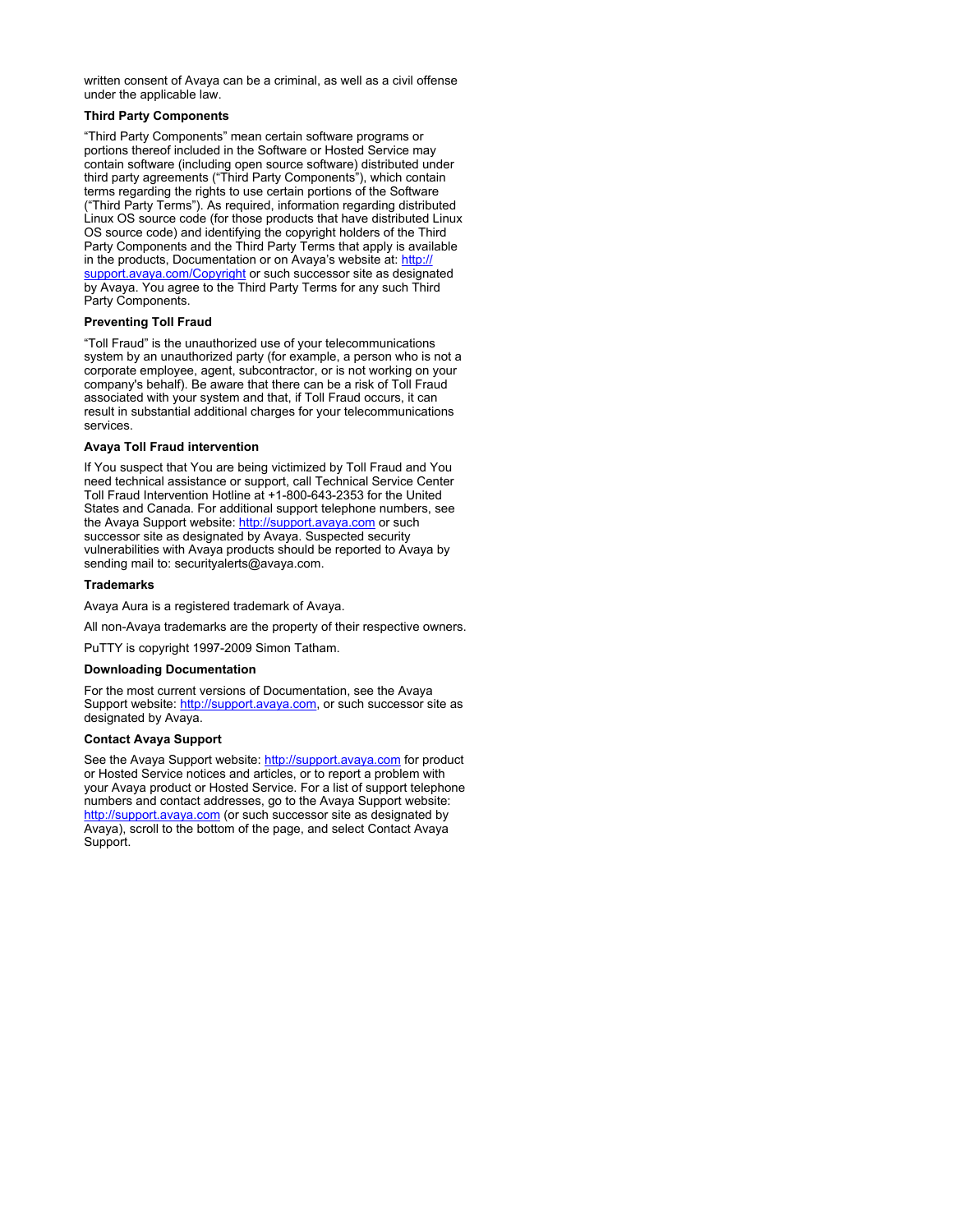written consent of Avaya can be a criminal, as well as a civil offense under the applicable law.

### Third Party Components

"Third Party Components" mean certain software programs or portions thereof included in the Software or Hosted Service may contain software (including open source software) distributed under third party agreements ("Third Party Components"), which contain terms regarding the rights to use certain portions of the Software ("Third Party Terms"). As required, information regarding distributed Linux OS source code (for those products that have distributed Linux OS source code) and identifying the copyright holders of the Third Party Components and the Third Party Terms that apply is available in the products, Documentation or on Avaya's website at: http://support.avaya.com/Copyright or such successor site as designated by Avaya. You agree to the Third Party Terms for any such Third Party Components.

### Preventing Toll Fraud

"Toll Fraud" is the unauthorized use of your telecommunications system by an unauthorized party (for example, a person who is not a corporate employee, agent, subcontractor, or is not working on your company's behalf). Be aware that there can be a risk of Toll Fraud associated with your system and that, if Toll Fraud occurs, it can result in substantial additional charges for your telecommunications services.

### Avaya Toll Fraud intervention

If You suspect that You are being victimized by Toll Fraud and You need technical assistance or support, call Technical Service Center Toll Fraud Intervention Hotline at +1-800-643-2353 for the United States and Canada. For additional support telephone numbers, see the Avaya Support website: http://support.avaya.com or such successor site as designated by Avaya. Suspected security vulnerabilities with Avaya products should be reported to Avaya by sending mail to: securityalerts@avaya.com.

### Trademarks

Avaya Aura is a registered trademark of Avaya.

All non-Avaya trademarks are the property of their respective owners.

PuTTY is copyright 1997-2009 Simon Tatham.

### Downloading Documentation

For the most current versions of Documentation, see the Avaya Support website: http://support.avaya.com, or such successor site as designated by Avaya.

### Contact Avaya Support

See the Avaya Support website: http://support.avaya.com for product or Hosted Service notices and articles, or to report a problem with your Avaya product or Hosted Service. For a list of support telephone numbers and contact addresses, go to the Avaya Support website: http://support.avaya.com (or such successor site as designated by Avaya), scroll to the bottom of the page, and select Contact Avaya Support.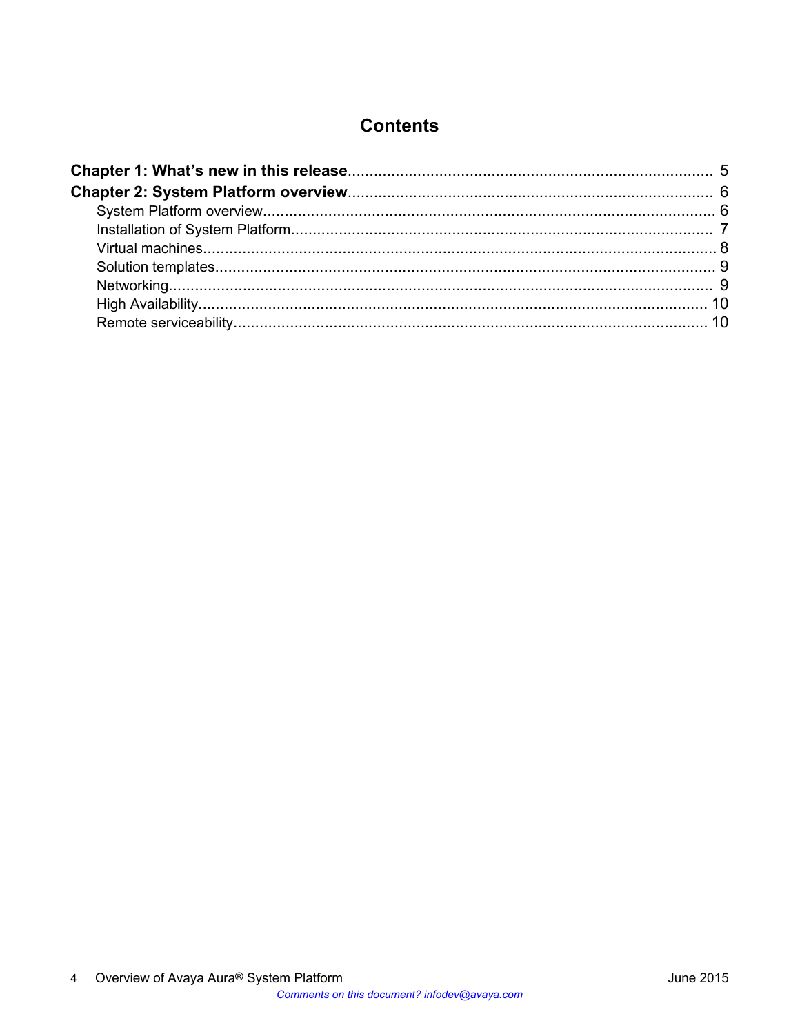# Contents

**Chapter 1: What's new in this release** .......... 5

**Chapter 2: System Platform overview** .......... 6

- System Platform overview .......... 6
- Installation of System Platform .......... 7
- Virtual machines .......... 8
- Solution templates .......... 9
- Networking .......... 9
- High Availability .......... 10
- Remote serviceability .......... 10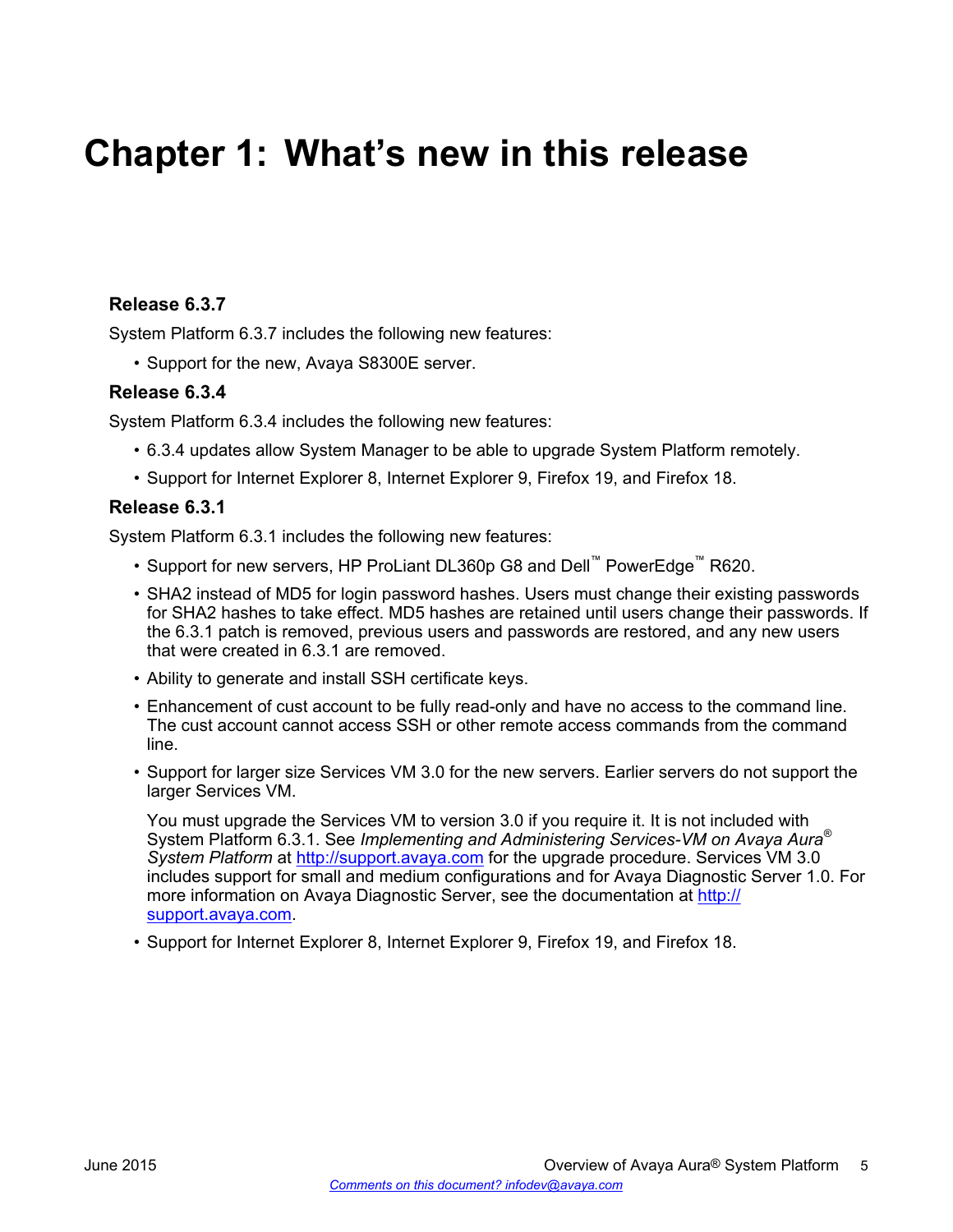# Chapter 1: What's new in this release

### Release 6.3.7

System Platform 6.3.7 includes the following new features:

- Support for the new, Avaya S8300E server.

### Release 6.3.4

System Platform 6.3.4 includes the following new features:

- 6.3.4 updates allow System Manager to be able to upgrade System Platform remotely.
- Support for Internet Explorer 8, Internet Explorer 9, Firefox 19, and Firefox 18.

### Release 6.3.1

System Platform 6.3.1 includes the following new features:

- Support for new servers, HP ProLiant DL360p G8 and Dell™ PowerEdge™ R620.
- SHA2 instead of MD5 for login password hashes. Users must change their existing passwords for SHA2 hashes to take effect. MD5 hashes are retained until users change their passwords. If the 6.3.1 patch is removed, previous users and passwords are restored, and any new users that were created in 6.3.1 are removed.
- Ability to generate and install SSH certificate keys.
- Enhancement of cust account to be fully read-only and have no access to the command line. The cust account cannot access SSH or other remote access commands from the command line.
- Support for larger size Services VM 3.0 for the new servers. Earlier servers do not support the larger Services VM.

  You must upgrade the Services VM to version 3.0 if you require it. It is not included with System Platform 6.3.1. See *Implementing and Administering Services-VM on Avaya Aura® System Platform* at http://support.avaya.com for the upgrade procedure. Services VM 3.0 includes support for small and medium configurations and for Avaya Diagnostic Server 1.0. For more information on Avaya Diagnostic Server, see the documentation at http://support.avaya.com.
- Support for Internet Explorer 8, Internet Explorer 9, Firefox 19, and Firefox 18.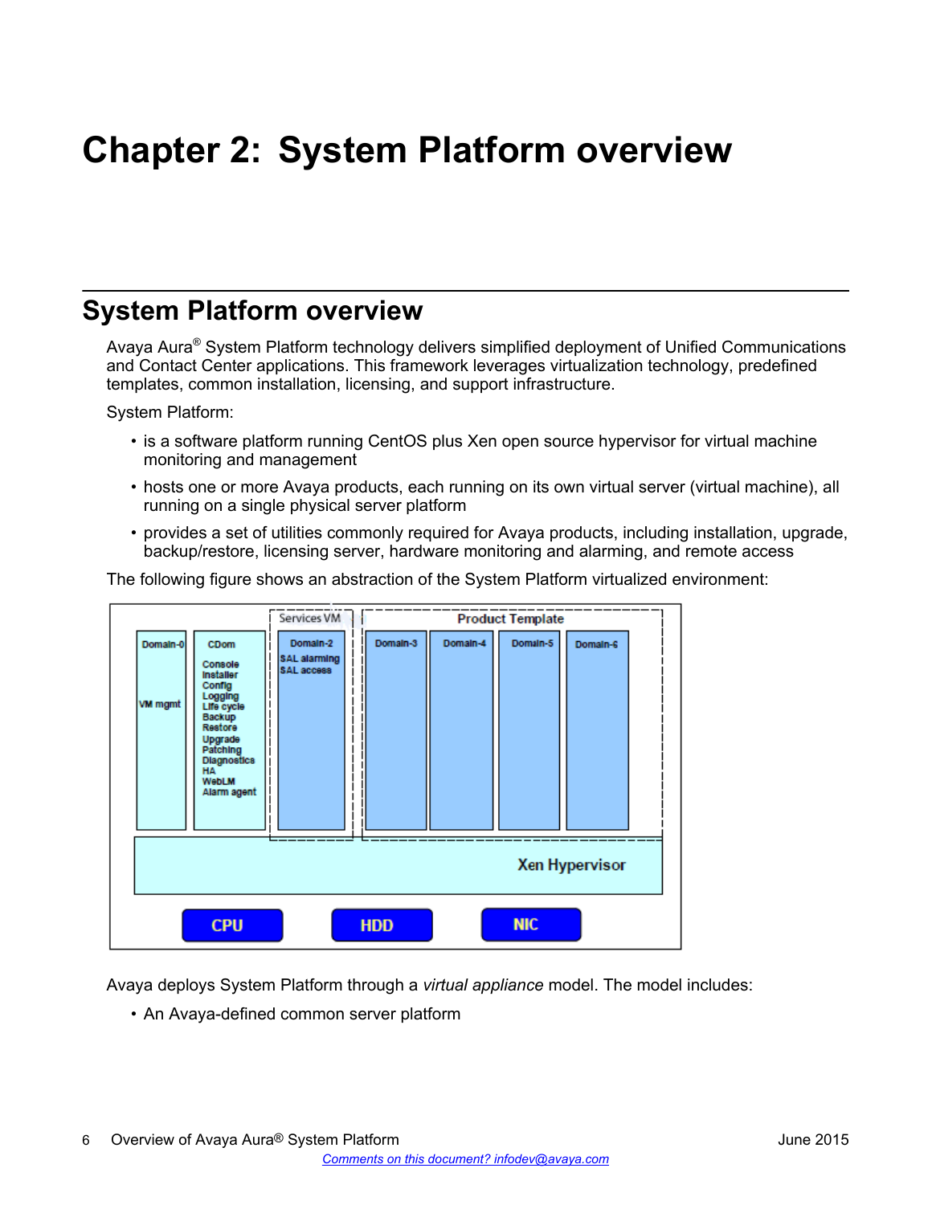# Chapter 2: System Platform overview

## System Platform overview

Avaya Aura® System Platform technology delivers simplified deployment of Unified Communications and Contact Center applications. This framework leverages virtualization technology, predefined templates, common installation, licensing, and support infrastructure.

System Platform:

- is a software platform running CentOS plus Xen open source hypervisor for virtual machine monitoring and management
- hosts one or more Avaya products, each running on its own virtual server (virtual machine), all running on a single physical server platform
- provides a set of utilities commonly required for Avaya products, including installation, upgrade, backup/restore, licensing server, hardware monitoring and alarming, and remote access

The following figure shows an abstraction of the System Platform virtualized environment:

Avaya deploys System Platform through a *virtual appliance* model. The model includes:

- An Avaya-defined common server platform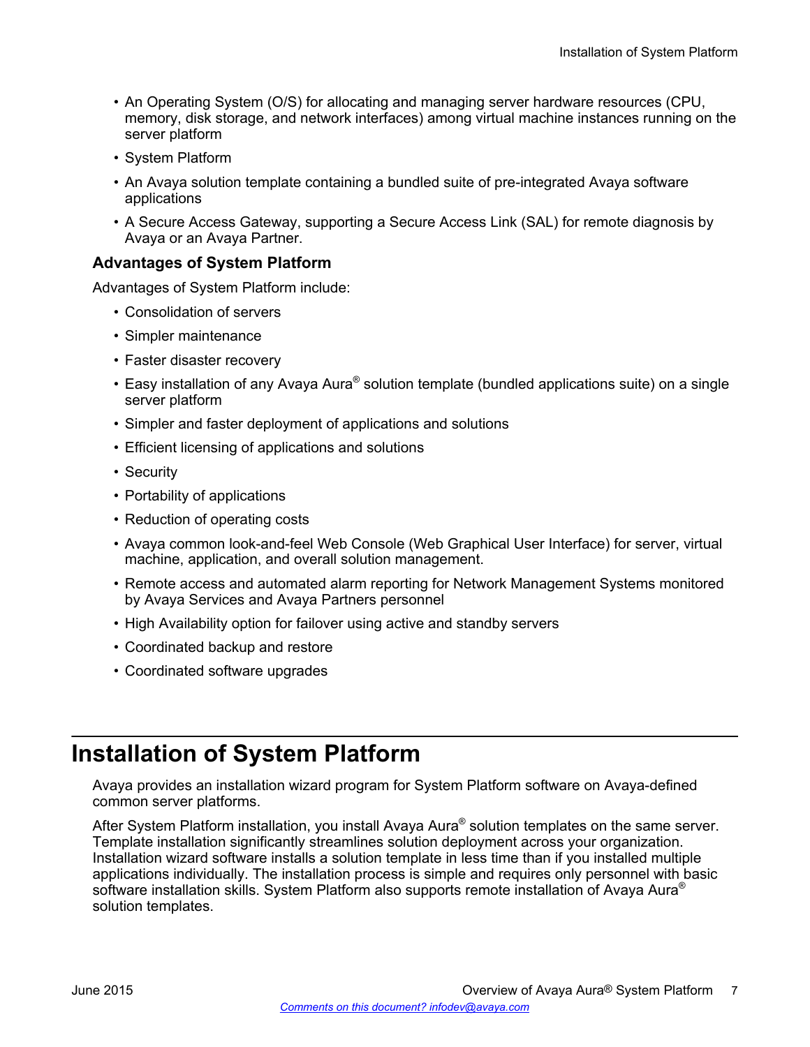- An Operating System (O/S) for allocating and managing server hardware resources (CPU, memory, disk storage, and network interfaces) among virtual machine instances running on the server platform
- System Platform
- An Avaya solution template containing a bundled suite of pre-integrated Avaya software applications
- A Secure Access Gateway, supporting a Secure Access Link (SAL) for remote diagnosis by Avaya or an Avaya Partner.

### Advantages of System Platform

Advantages of System Platform include:

- Consolidation of servers
- Simpler maintenance
- Faster disaster recovery
- Easy installation of any Avaya Aura® solution template (bundled applications suite) on a single server platform
- Simpler and faster deployment of applications and solutions
- Efficient licensing of applications and solutions
- Security
- Portability of applications
- Reduction of operating costs
- Avaya common look-and-feel Web Console (Web Graphical User Interface) for server, virtual machine, application, and overall solution management.
- Remote access and automated alarm reporting for Network Management Systems monitored by Avaya Services and Avaya Partners personnel
- High Availability option for failover using active and standby servers
- Coordinated backup and restore
- Coordinated software upgrades

## Installation of System Platform

Avaya provides an installation wizard program for System Platform software on Avaya-defined common server platforms.

After System Platform installation, you install Avaya Aura® solution templates on the same server. Template installation significantly streamlines solution deployment across your organization. Installation wizard software installs a solution template in less time than if you installed multiple applications individually. The installation process is simple and requires only personnel with basic software installation skills. System Platform also supports remote installation of Avaya Aura® solution templates.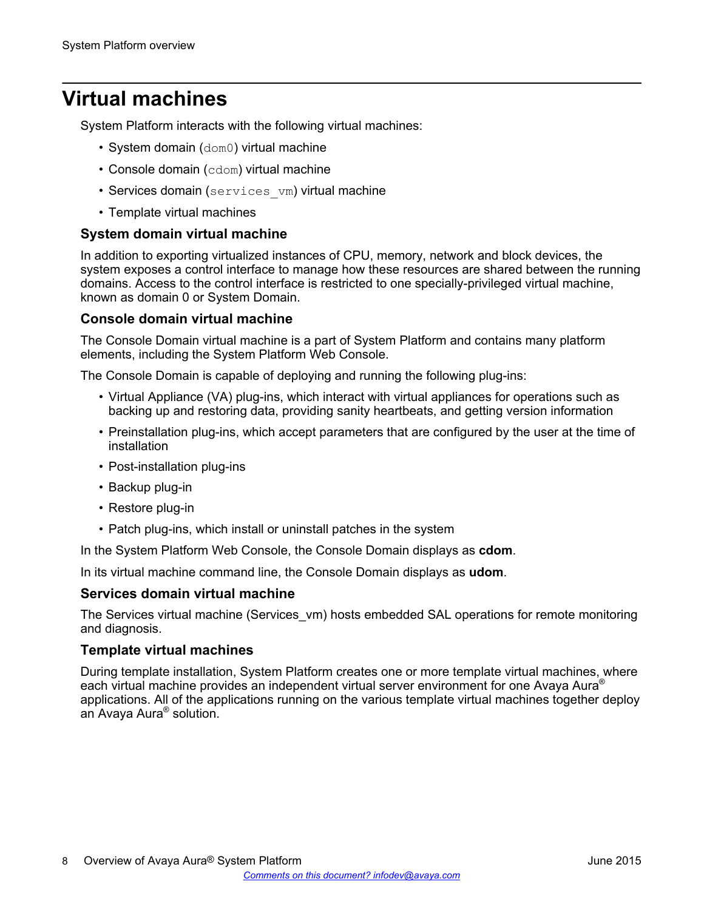# Virtual machines

System Platform interacts with the following virtual machines:

- System domain (`dom0`) virtual machine
- Console domain (`cdom`) virtual machine
- Services domain (`services_vm`) virtual machine
- Template virtual machines

### System domain virtual machine

In addition to exporting virtualized instances of CPU, memory, network and block devices, the system exposes a control interface to manage how these resources are shared between the running domains. Access to the control interface is restricted to one specially-privileged virtual machine, known as domain 0 or System Domain.

### Console domain virtual machine

The Console Domain virtual machine is a part of System Platform and contains many platform elements, including the System Platform Web Console.

The Console Domain is capable of deploying and running the following plug-ins:

- Virtual Appliance (VA) plug-ins, which interact with virtual appliances for operations such as backing up and restoring data, providing sanity heartbeats, and getting version information
- Preinstallation plug-ins, which accept parameters that are configured by the user at the time of installation
- Post-installation plug-ins
- Backup plug-in
- Restore plug-in
- Patch plug-ins, which install or uninstall patches in the system

In the System Platform Web Console, the Console Domain displays as **cdom**.

In its virtual machine command line, the Console Domain displays as **udom**.

### Services domain virtual machine

The Services virtual machine (Services_vm) hosts embedded SAL operations for remote monitoring and diagnosis.

### Template virtual machines

During template installation, System Platform creates one or more template virtual machines, where each virtual machine provides an independent virtual server environment for one Avaya Aura® applications. All of the applications running on the various template virtual machines together deploy an Avaya Aura® solution.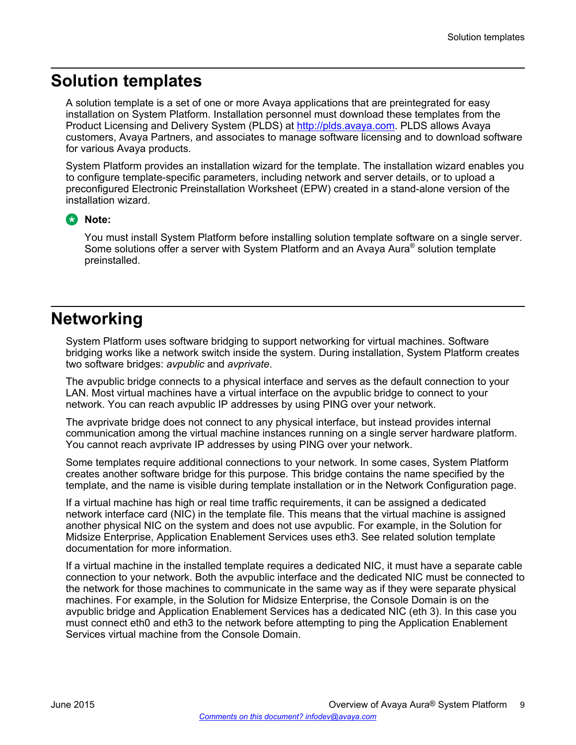# Solution templates

A solution template is a set of one or more Avaya applications that are preintegrated for easy installation on System Platform. Installation personnel must download these templates from the Product Licensing and Delivery System (PLDS) at [http://plds.avaya.com](http://plds.avaya.com). PLDS allows Avaya customers, Avaya Partners, and associates to manage software licensing and to download software for various Avaya products.

System Platform provides an installation wizard for the template. The installation wizard enables you to configure template-specific parameters, including network and server details, or to upload a preconfigured Electronic Preinstallation Worksheet (EPW) created in a stand-alone version of the installation wizard.

**Note:**

You must install System Platform before installing solution template software on a single server. Some solutions offer a server with System Platform and an Avaya Aura® solution template preinstalled.

# Networking

System Platform uses software bridging to support networking for virtual machines. Software bridging works like a network switch inside the system. During installation, System Platform creates two software bridges: *avpublic* and *avprivate*.

The avpublic bridge connects to a physical interface and serves as the default connection to your LAN. Most virtual machines have a virtual interface on the avpublic bridge to connect to your network. You can reach avpublic IP addresses by using PING over your network.

The avprivate bridge does not connect to any physical interface, but instead provides internal communication among the virtual machine instances running on a single server hardware platform. You cannot reach avprivate IP addresses by using PING over your network.

Some templates require additional connections to your network. In some cases, System Platform creates another software bridge for this purpose. This bridge contains the name specified by the template, and the name is visible during template installation or in the Network Configuration page.

If a virtual machine has high or real time traffic requirements, it can be assigned a dedicated network interface card (NIC) in the template file. This means that the virtual machine is assigned another physical NIC on the system and does not use avpublic. For example, in the Solution for Midsize Enterprise, Application Enablement Services uses eth3. See related solution template documentation for more information.

If a virtual machine in the installed template requires a dedicated NIC, it must have a separate cable connection to your network. Both the avpublic interface and the dedicated NIC must be connected to the network for those machines to communicate in the same way as if they were separate physical machines. For example, in the Solution for Midsize Enterprise, the Console Domain is on the avpublic bridge and Application Enablement Services has a dedicated NIC (eth 3). In this case you must connect eth0 and eth3 to the network before attempting to ping the Application Enablement Services virtual machine from the Console Domain.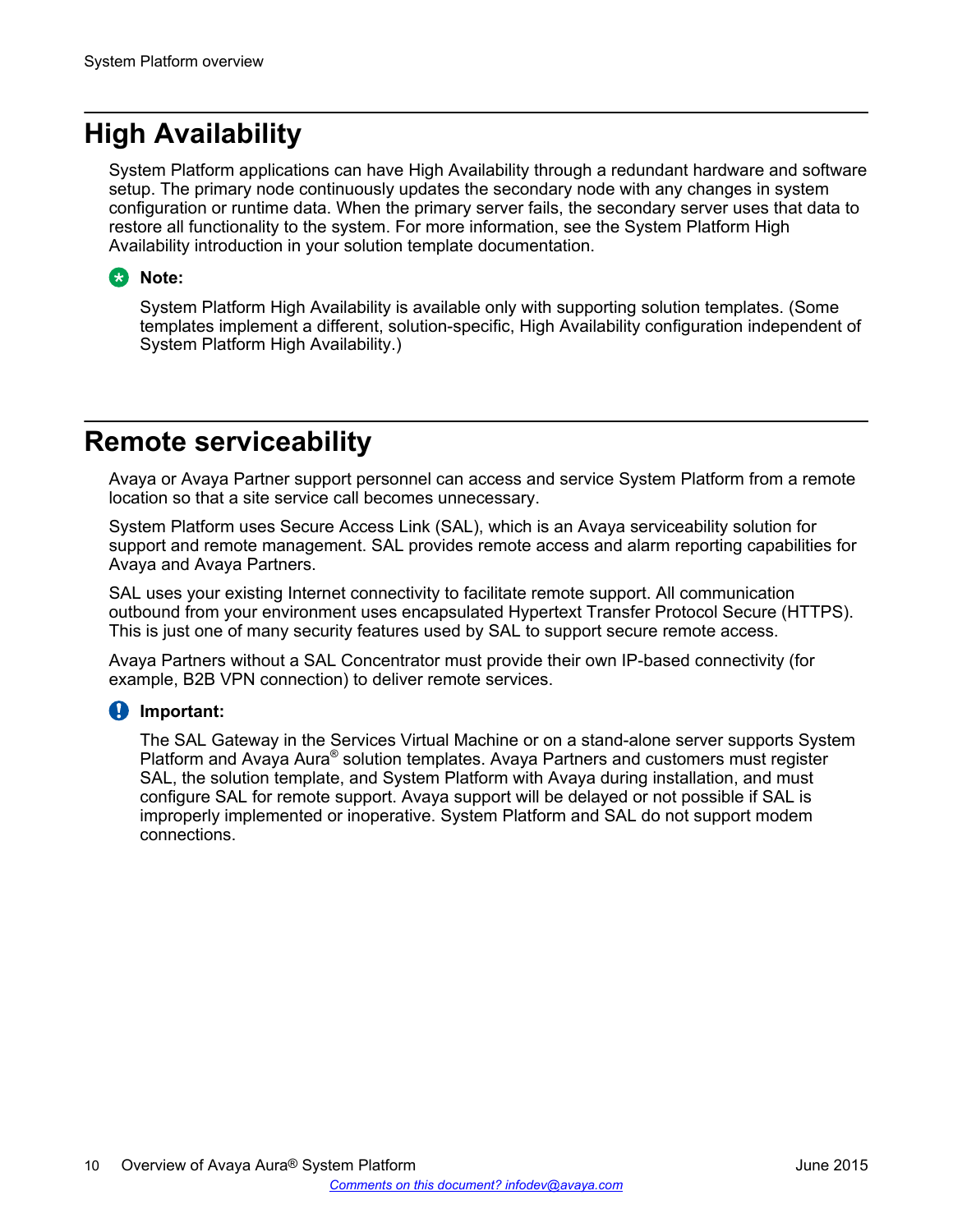## High Availability

System Platform applications can have High Availability through a redundant hardware and software setup. The primary node continuously updates the secondary node with any changes in system configuration or runtime data. When the primary server fails, the secondary server uses that data to restore all functionality to the system. For more information, see the System Platform High Availability introduction in your solution template documentation.

**Note:**

System Platform High Availability is available only with supporting solution templates. (Some templates implement a different, solution-specific, High Availability configuration independent of System Platform High Availability.)

## Remote serviceability

Avaya or Avaya Partner support personnel can access and service System Platform from a remote location so that a site service call becomes unnecessary.

System Platform uses Secure Access Link (SAL), which is an Avaya serviceability solution for support and remote management. SAL provides remote access and alarm reporting capabilities for Avaya and Avaya Partners.

SAL uses your existing Internet connectivity to facilitate remote support. All communication outbound from your environment uses encapsulated Hypertext Transfer Protocol Secure (HTTPS). This is just one of many security features used by SAL to support secure remote access.

Avaya Partners without a SAL Concentrator must provide their own IP-based connectivity (for example, B2B VPN connection) to deliver remote services.

**Important:**

The SAL Gateway in the Services Virtual Machine or on a stand-alone server supports System Platform and Avaya Aura® solution templates. Avaya Partners and customers must register SAL, the solution template, and System Platform with Avaya during installation, and must configure SAL for remote support. Avaya support will be delayed or not possible if SAL is improperly implemented or inoperative. System Platform and SAL do not support modem connections.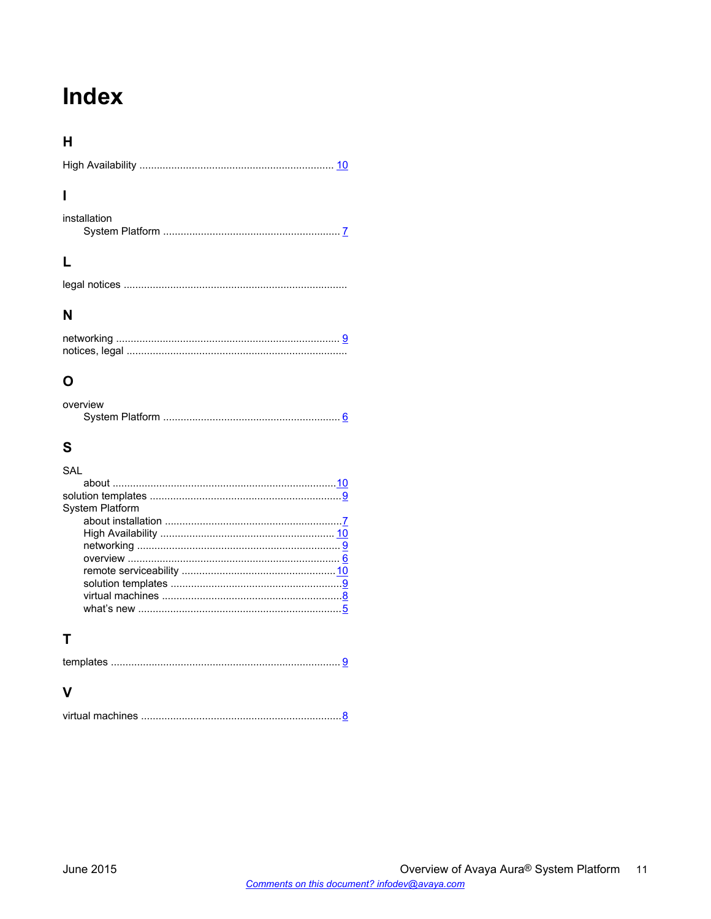# Index

## H

High Availability .................................................................. 10

## I

installation
- System Platform ............................................................ 7

## L

legal notices ............................................................................

## N

networking ............................................................................ 9
notices, legal ..........................................................................

## O

overview
- System Platform ............................................................ 6

## S

SAL
- about ............................................................................10

solution templates .................................................................9

System Platform
- about installation ............................................................7
- High Availability ........................................................... 10
- networking ..................................................................... 9
- overview ........................................................................ 6
- remote serviceability ....................................................10
- solution templates ..........................................................9
- virtual machines .............................................................8
- what's new .....................................................................5

## T

templates .............................................................................. 9

## V

virtual machines ....................................................................8